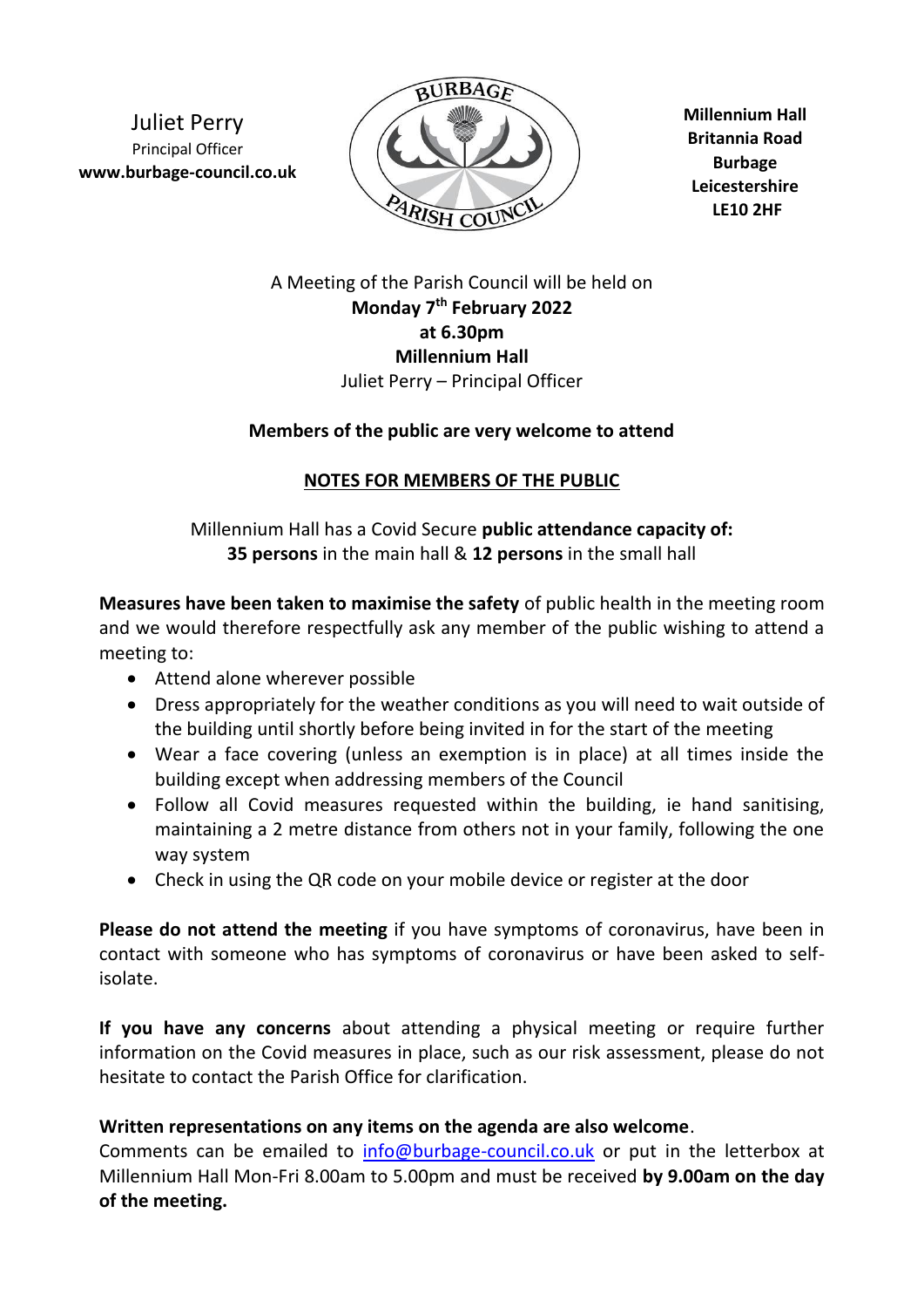Juliet Perry
Principal Officer
**www.burbage-council.co.uk**

**Millennium Hall**
**Britannia Road**
**Burbage**
**Leicestershire**
**LE10 2HF**

A Meeting of the Parish Council will be held on
**Monday 7th February 2022**
**at 6.30pm**
**Millennium Hall**
Juliet Perry – Principal Officer

**Members of the public are very welcome to attend**

## NOTES FOR MEMBERS OF THE PUBLIC

Millennium Hall has a Covid Secure **public attendance capacity of:**
**35 persons** in the main hall & **12 persons** in the small hall

**Measures have been taken to maximise the safety** of public health in the meeting room and we would therefore respectfully ask any member of the public wishing to attend a meeting to:

- Attend alone wherever possible
- Dress appropriately for the weather conditions as you will need to wait outside of the building until shortly before being invited in for the start of the meeting
- Wear a face covering (unless an exemption is in place) at all times inside the building except when addressing members of the Council
- Follow all Covid measures requested within the building, ie hand sanitising, maintaining a 2 metre distance from others not in your family, following the one way system
- Check in using the QR code on your mobile device or register at the door

**Please do not attend the meeting** if you have symptoms of coronavirus, have been in contact with someone who has symptoms of coronavirus or have been asked to self-isolate.

**If you have any concerns** about attending a physical meeting or require further information on the Covid measures in place, such as our risk assessment, please do not hesitate to contact the Parish Office for clarification.

**Written representations on any items on the agenda are also welcome**.
Comments can be emailed to info@burbage-council.co.uk or put in the letterbox at Millennium Hall Mon-Fri 8.00am to 5.00pm and must be received **by 9.00am on the day of the meeting.**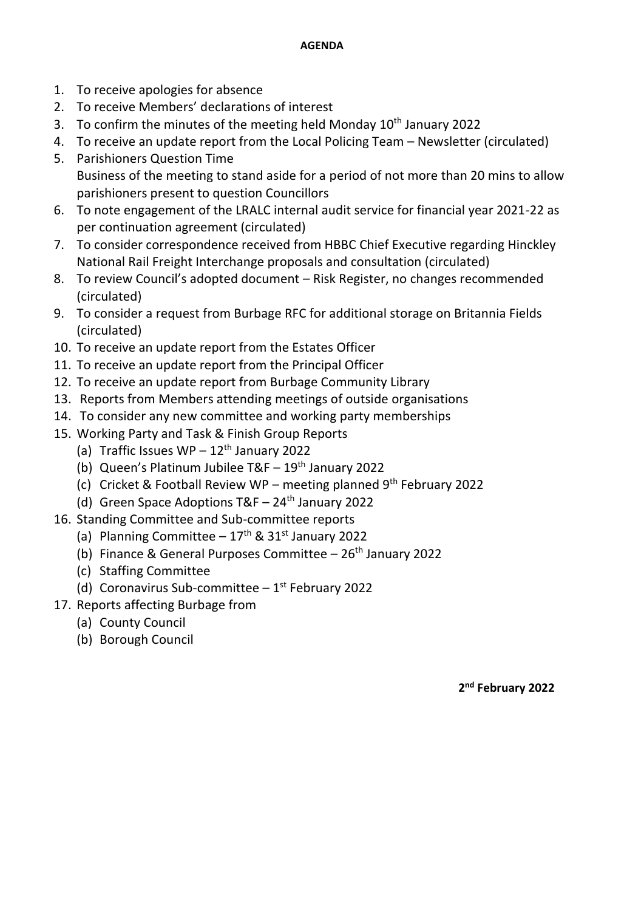**AGENDA**

1. To receive apologies for absence
2. To receive Members' declarations of interest
3. To confirm the minutes of the meeting held Monday 10th January 2022
4. To receive an update report from the Local Policing Team – Newsletter (circulated)
5. Parishioners Question Time
   Business of the meeting to stand aside for a period of not more than 20 mins to allow parishioners present to question Councillors
6. To note engagement of the LRALC internal audit service for financial year 2021-22 as per continuation agreement (circulated)
7. To consider correspondence received from HBBC Chief Executive regarding Hinckley National Rail Freight Interchange proposals and consultation (circulated)
8. To review Council's adopted document – Risk Register, no changes recommended (circulated)
9. To consider a request from Burbage RFC for additional storage on Britannia Fields (circulated)
10. To receive an update report from the Estates Officer
11. To receive an update report from the Principal Officer
12. To receive an update report from Burbage Community Library
13. Reports from Members attending meetings of outside organisations
14. To consider any new committee and working party memberships
15. Working Party and Task & Finish Group Reports
    (a) Traffic Issues WP – 12th January 2022
    (b) Queen's Platinum Jubilee T&F – 19th January 2022
    (c) Cricket & Football Review WP – meeting planned 9th February 2022
    (d) Green Space Adoptions T&F – 24th January 2022
16. Standing Committee and Sub-committee reports
    (a) Planning Committee – 17th & 31st January 2022
    (b) Finance & General Purposes Committee – 26th January 2022
    (c) Staffing Committee
    (d) Coronavirus Sub-committee – 1st February 2022
17. Reports affecting Burbage from
    (a) County Council
    (b) Borough Council

**2nd February 2022**